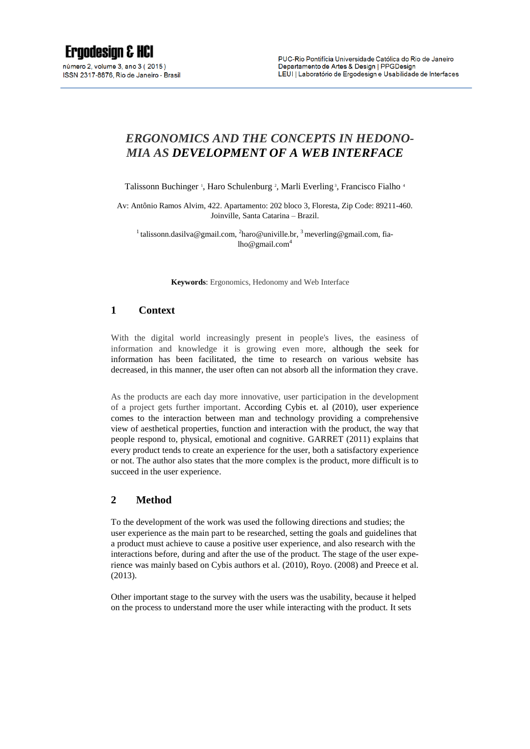# *ERGONOMICS AND THE CONCEPTS IN HEDONOMIA AS* ***DEVELOPMENT OF A WEB INTERFACE***

Talissonn Buchinger [1], Haro Schulenburg [2], Marli Everling [3], Francisco Fialho [4]

Av: Antônio Ramos Alvim, 422. Apartamento: 202 bloco 3, Floresta, Zip Code: 89211-460. Joinville, Santa Catarina – Brazil.

[1] talissonn.dasilva@gmail.com, [2]haro@univille.br, [3] meverling@gmail.com, fialho@gmail.com[4]

**Keywords**: Ergonomics, Hedonomy and Web Interface

## 1 Context

With the digital world increasingly present in people's lives, the easiness of information and knowledge it is growing even more, although the seek for information has been facilitated, the time to research on various website has decreased, in this manner, the user often can not absorb all the information they crave.

As the products are each day more innovative, user participation in the development of a project gets further important. According Cybis et. al (2010), user experience comes to the interaction between man and technology providing a comprehensive view of aesthetical properties, function and interaction with the product, the way that people respond to, physical, emotional and cognitive. GARRET (2011) explains that every product tends to create an experience for the user, both a satisfactory experience or not. The author also states that the more complex is the product, more difficult is to succeed in the user experience.

## 2 Method

To the development of the work was used the following directions and studies; the user experience as the main part to be researched, setting the goals and guidelines that a product must achieve to cause a positive user experience, and also research with the interactions before, during and after the use of the product. The stage of the user experience was mainly based on Cybis authors et al. (2010), Royo. (2008) and Preece et al. (2013).

Other important stage to the survey with the users was the usability, because it helped on the process to understand more the user while interacting with the product. It sets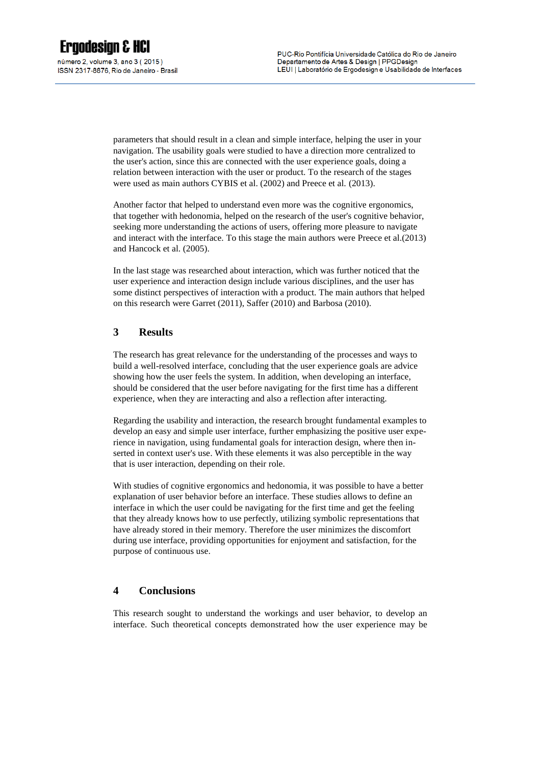parameters that should result in a clean and simple interface, helping the user in your navigation. The usability goals were studied to have a direction more centralized to the user's action, since this are connected with the user experience goals, doing a relation between interaction with the user or product. To the research of the stages were used as main authors CYBIS et al. (2002) and Preece et al. (2013).

Another factor that helped to understand even more was the cognitive ergonomics, that together with hedonomia, helped on the research of the user's cognitive behavior, seeking more understanding the actions of users, offering more pleasure to navigate and interact with the interface. To this stage the main authors were Preece et al.(2013) and Hancock et al. (2005).

In the last stage was researched about interaction, which was further noticed that the user experience and interaction design include various disciplines, and the user has some distinct perspectives of interaction with a product. The main authors that helped on this research were Garret (2011), Saffer (2010) and Barbosa (2010).

## 3 Results

The research has great relevance for the understanding of the processes and ways to build a well-resolved interface, concluding that the user experience goals are advice showing how the user feels the system. In addition, when developing an interface, should be considered that the user before navigating for the first time has a different experience, when they are interacting and also a reflection after interacting.

Regarding the usability and interaction, the research brought fundamental examples to develop an easy and simple user interface, further emphasizing the positive user experience in navigation, using fundamental goals for interaction design, where then inserted in context user's use. With these elements it was also perceptible in the way that is user interaction, depending on their role.

With studies of cognitive ergonomics and hedonomia, it was possible to have a better explanation of user behavior before an interface. These studies allows to define an interface in which the user could be navigating for the first time and get the feeling that they already knows how to use perfectly, utilizing symbolic representations that have already stored in their memory. Therefore the user minimizes the discomfort during use interface, providing opportunities for enjoyment and satisfaction, for the purpose of continuous use.

## 4 Conclusions

This research sought to understand the workings and user behavior, to develop an interface. Such theoretical concepts demonstrated how the user experience may be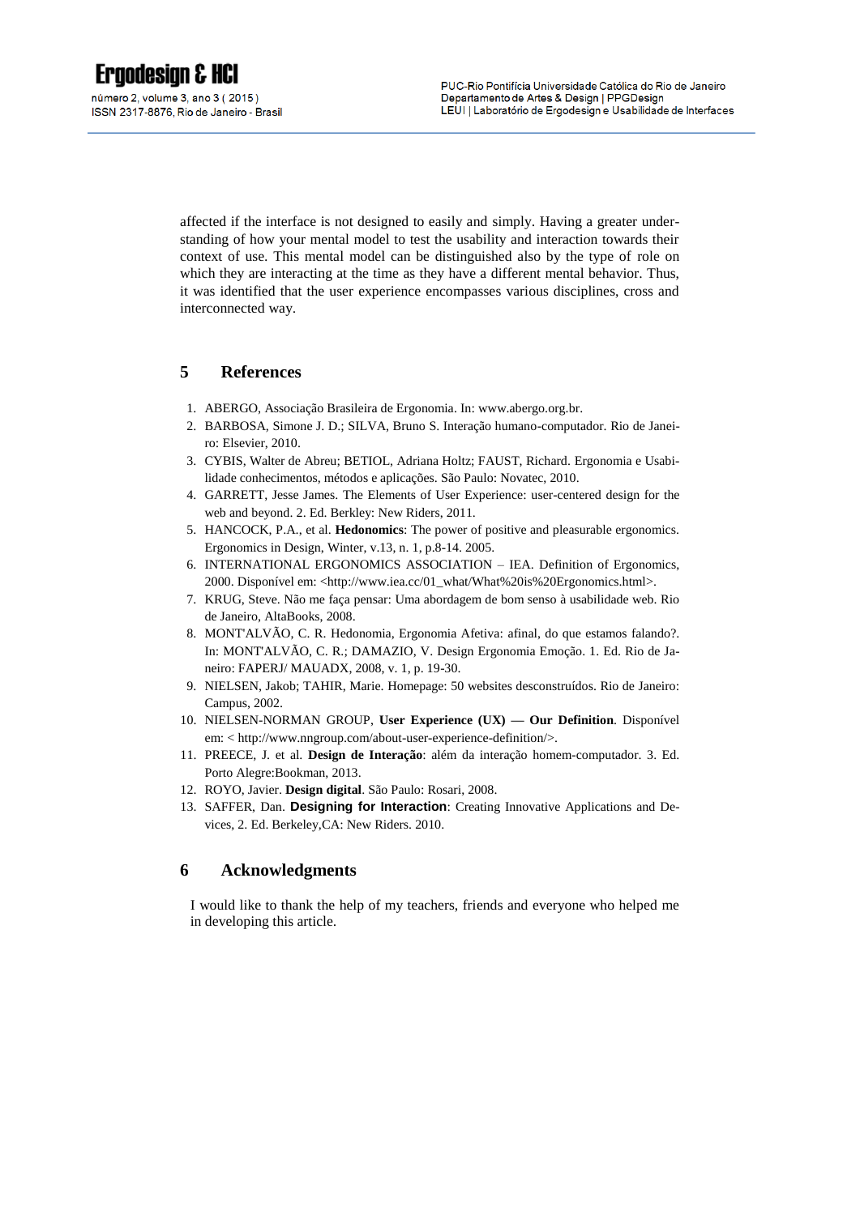affected if the interface is not designed to easily and simply. Having a greater understanding of how your mental model to test the usability and interaction towards their context of use. This mental model can be distinguished also by the type of role on which they are interacting at the time as they have a different mental behavior. Thus, it was identified that the user experience encompasses various disciplines, cross and interconnected way.

## 5 References

1. ABERGO, Associação Brasileira de Ergonomia. In: www.abergo.org.br.
2. BARBOSA, Simone J. D.; SILVA, Bruno S. Interação humano-computador. Rio de Janeiro: Elsevier, 2010.
3. CYBIS, Walter de Abreu; BETIOL, Adriana Holtz; FAUST, Richard. Ergonomia e Usabilidade conhecimentos, métodos e aplicações. São Paulo: Novatec, 2010.
4. GARRETT, Jesse James. The Elements of User Experience: user-centered design for the web and beyond. 2. Ed. Berkley: New Riders, 2011.
5. HANCOCK, P.A., et al. **Hedonomics**: The power of positive and pleasurable ergonomics. Ergonomics in Design, Winter, v.13, n. 1, p.8-14. 2005.
6. INTERNATIONAL ERGONOMICS ASSOCIATION – IEA. Definition of Ergonomics, 2000. Disponível em: <http://www.iea.cc/01_what/What%20is%20Ergonomics.html>.
7. KRUG, Steve. Não me faça pensar: Uma abordagem de bom senso à usabilidade web. Rio de Janeiro, AltaBooks, 2008.
8. MONT'ALVÃO, C. R. Hedonomia, Ergonomia Afetiva: afinal, do que estamos falando?. In: MONT'ALVÃO, C. R.; DAMAZIO, V. Design Ergonomia Emoção. 1. Ed. Rio de Janeiro: FAPERJ/ MAUADX, 2008, v. 1, p. 19-30.
9. NIELSEN, Jakob; TAHIR, Marie. Homepage: 50 websites desconstruídos. Rio de Janeiro: Campus, 2002.
10. NIELSEN-NORMAN GROUP, **User Experience (UX) — Our Definition**. Disponível em: < http://www.nngroup.com/about-user-experience-definition/>.
11. PREECE, J. et al. **Design de Interação**: além da interação homem-computador. 3. Ed. Porto Alegre:Bookman, 2013.
12. ROYO, Javier. **Design digital**. São Paulo: Rosari, 2008.
13. SAFFER, Dan. **Designing for Interaction**: Creating Innovative Applications and Devices, 2. Ed. Berkeley,CA: New Riders. 2010.

## 6 Acknowledgments

I would like to thank the help of my teachers, friends and everyone who helped me in developing this article.